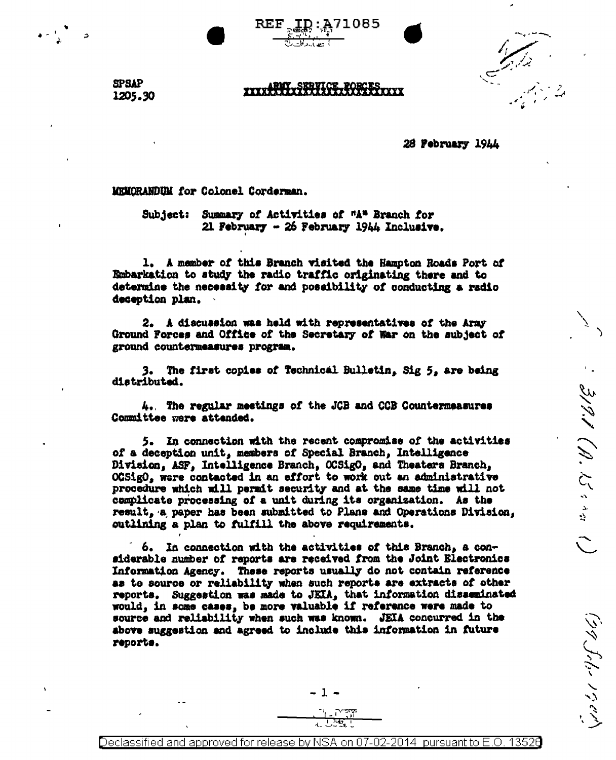REF ID:A71085

SPSAP
1205.30

ARMY SERVICE FORCES

28 February 1944

MEMORANDUM for Colonel Corderman.

Subject: Summary of Activities of "A" Branch for 21 February - 26 February 1944 Inclusive.

1. A member of this Branch visited the Hampton Roads Port of Embarkation to study the radio traffic originating there and to determine the necessity for and possibility of conducting a radio deception plan.

2. A discussion was held with representatives of the Army Ground Forces and Office of the Secretary of War on the subject of ground countermeasures program.

3. The first copies of Technical Bulletin, Sig 5, are being distributed.

4. The regular meetings of the JCB and CCB Countermeasures Committee were attended.

5. In connection with the recent compromise of the activities of a deception unit, members of Special Branch, Intelligence Division, ASF, Intelligence Branch, OCSigO, and Theaters Branch, OCSigO, were contacted in an effort to work out an administrative procedure which will permit security and at the same time will not complicate processing of a unit during its organization. As the result, a paper has been submitted to Plans and Operations Division, outlining a plan to fulfill the above requirements.

6. In connection with the activities of this Branch, a considerable number of reports are received from the Joint Electronics Information Agency. These reports usually do not contain reference as to source or reliability when such reports are extracts of other reports. Suggestion was made to JEIA, that information disseminated would, in some cases, be more valuable if reference were made to source and reliability when such was known. JEIA concurred in the above suggestion and agreed to include this information in future reports.

Declassified and approved for release by NSA on 07-02-2014 pursuant to E.O. 13526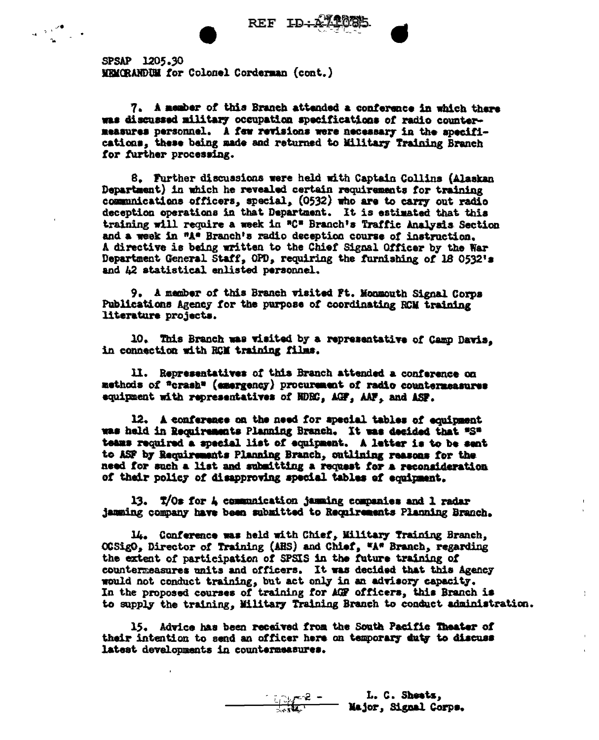REF ID:A71085

SPSAP 1205.30
MEMORANDUM for Colonel Corderman (cont.)

7. A member of this Branch attended a conference in which there was discussed military occupation specifications of radio countermeasures personnel. A few revisions were necessary in the specifications, these being made and returned to Military Training Branch for further processing.

8. Further discussions were held with Captain Collins (Alaskan Department) in which he revealed certain requirements for training communications officers, special, (0532) who are to carry out radio deception operations in that Department. It is estimated that this training will require a week in "C" Branch's Traffic Analysis Section and a week in "A" Branch's radio deception course of instruction. A directive is being written to the Chief Signal Officer by the War Department General Staff, OPD, requiring the furnishing of 18 0532's and 42 statistical enlisted personnel.

9. A member of this Branch visited Ft. Monmouth Signal Corps Publications Agency for the purpose of coordinating RCM training literature projects.

10. This Branch was visited by a representative of Camp Davis, in connection with RCM training films.

11. Representatives of this Branch attended a conference on methods of "crash" (emergency) procurement of radio countermeasures equipment with representatives of NDRC, AGF, AAF, and ASF.

12. A conference on the need for special tables of equipment was held in Requirements Planning Branch. It was decided that "S" teams required a special list of equipment. A letter is to be sent to ASF by Requirements Planning Branch, outlining reasons for the need for such a list and submitting a request for a reconsideration of their policy of disapproving special tables of equipment.

13. T/Os for 4 communication jamming companies and 1 radar jamming company have been submitted to Requirements Planning Branch.

14. Conference was held with Chief, Military Training Branch, OCSigO, Director of Training (AHS) and Chief, "A" Branch, regarding the extent of participation of SPSIS in the future training of countermeasures units and officers. It was decided that this Agency would not conduct training, but act only in an advisory capacity. In the proposed courses of training for AGF officers, this Branch is to supply the training, Military Training Branch to conduct administration.

15. Advice has been received from the South Pacific Theater of their intention to send an officer here on temporary duty to discuss latest developments in countermeasures.

L. C. Sheetz,
Major, Signal Corps.